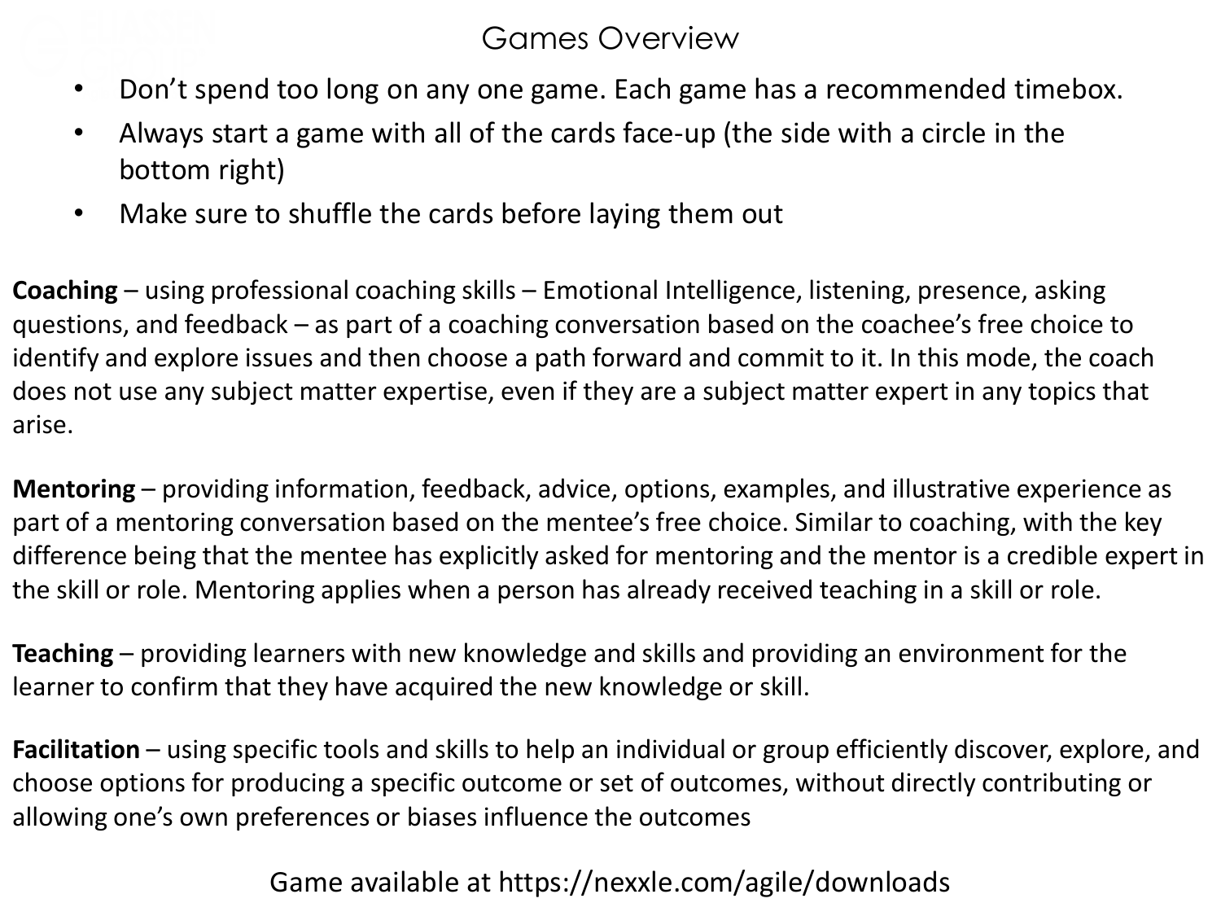# Games Overview

- Don't spend too long on any one game. Each game has a recommended timebox.
- Always start a game with all of the cards face-up (the side with a circle in the bottom right)
- Make sure to shuffle the cards before laying them out

**Coaching** – using professional coaching skills – Emotional Intelligence, listening, presence, asking questions, and feedback – as part of a coaching conversation based on the coachee's free choice to identify and explore issues and then choose a path forward and commit to it. In this mode, the coach does not use any subject matter expertise, even if they are a subject matter expert in any topics that arise.

**Mentoring** – providing information, feedback, advice, options, examples, and illustrative experience as part of a mentoring conversation based on the mentee's free choice. Similar to coaching, with the key difference being that the mentee has explicitly asked for mentoring and the mentor is a credible expert in the skill or role. Mentoring applies when a person has already received teaching in a skill or role.

**Teaching** – providing learners with new knowledge and skills and providing an environment for the learner to confirm that they have acquired the new knowledge or skill.

**Facilitation** – using specific tools and skills to help an individual or group efficiently discover, explore, and choose options for producing a specific outcome or set of outcomes, without directly contributing or allowing one's own preferences or biases influence the outcomes

Game available at https://nexxle.com/agile/downloads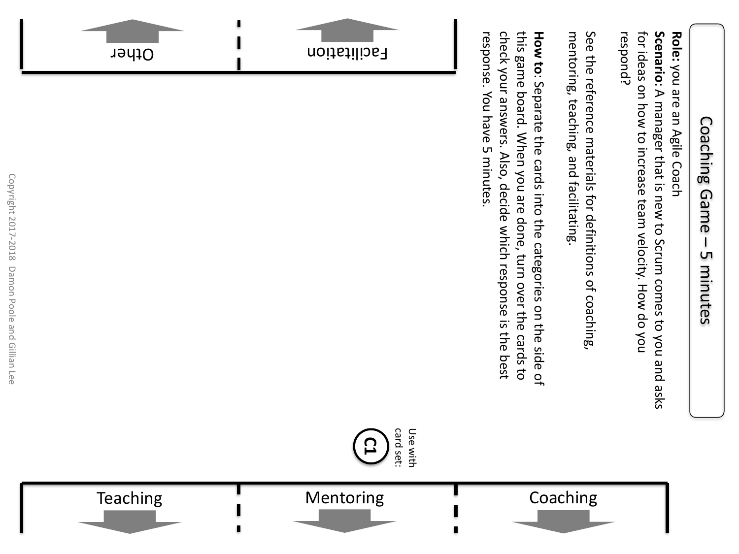# Coaching Game – 5 minutes

**Role:** you are an Agile Coach

**Scenario**: A manager that is new to Scrum comes to you and asks for ideas on how to increase team velocity. How do you respond?

See the reference materials for definitions of coaching, mentoring, teaching, and facilitating.

**How to**: Separate the cards into the categories on the side of this game board. When you are done, turn over the cards to check your answers. Also, decide which response is the best response. You have 5 minutes.

Use with card set: **C1**

Facilitation

Other

Teaching

Mentoring

Coaching

Copyright 2017-2018 Damon Poole and Gillian Lee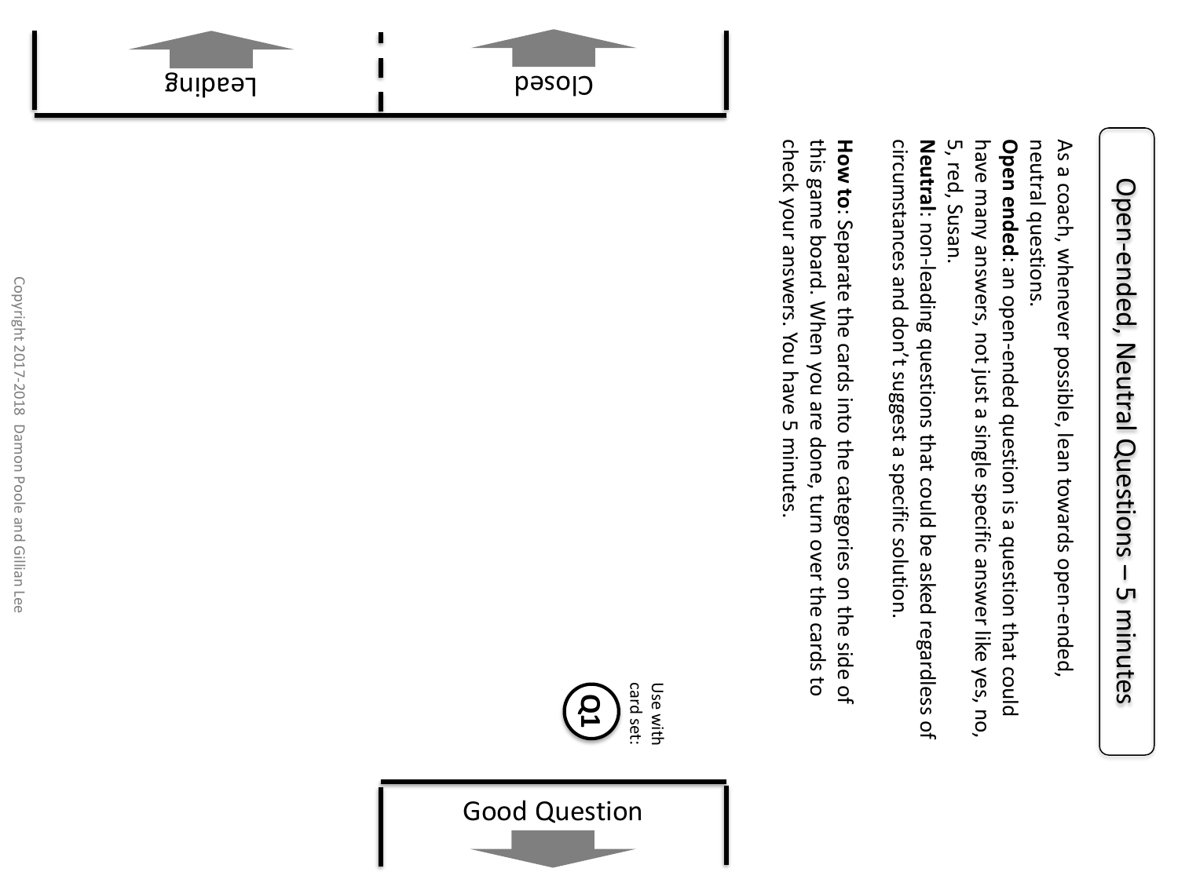# Open-ended, Neutral Questions – 5 minutes

As a coach, whenever possible, lean towards open-ended, neutral questions.

**Open ended**: an open-ended question is a question that could have many answers, not just a single specific answer like yes, no, 5, red, Susan.

**Neutral**: non-leading questions that could be asked regardless of circumstances and don't suggest a specific solution.

**How to**: Separate the cards into the categories on the side of this game board. When you are done, turn over the cards to check your answers. You have 5 minutes.

Use with card set: Q1

Good Question

Closed

Leading

Copyright 2017-2018 Damon Poole and Gillian Lee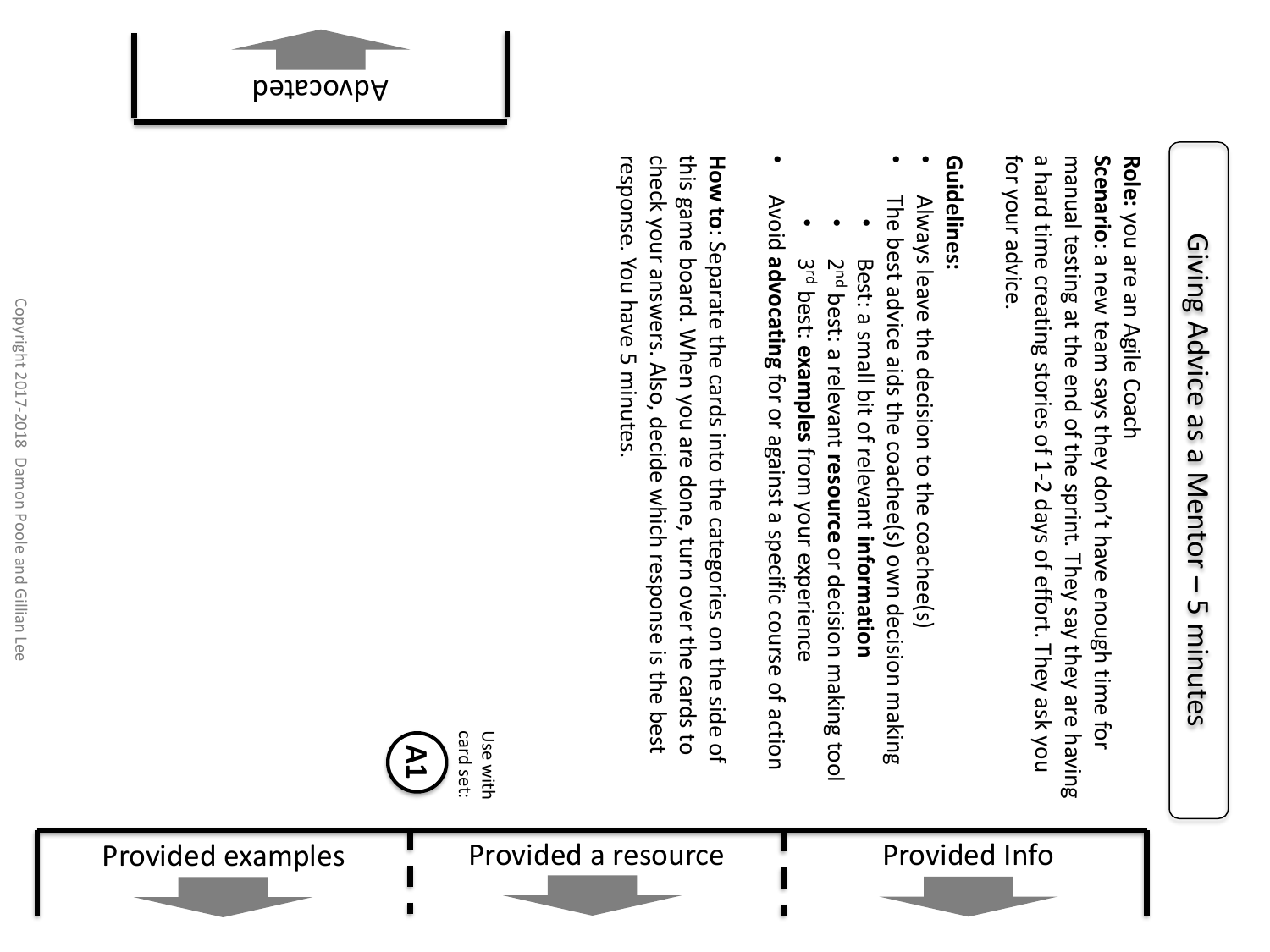# Giving Advice as a Mentor – 5 minutes

**Role:** you are an Agile Coach

**Scenario**: a new team says they don't have enough time for manual testing at the end of the sprint. They say they are having a hard time creating stories of 1-2 days of effort. They ask you for your advice.

**Guidelines:**

- Always leave the decision to the coachee(s)
- The best advice aids the coachee(s) own decision making
  - Best: a small bit of relevant **information**
  - 2nd best: a relevant **resource** or decision making tool
  - 3rd best: **examples** from your experience
- Avoid **advocating** for or against a specific course of action

**How to**: Separate the cards into the categories on the side of this game board. When you are done, turn over the cards to check your answers. Also, decide which response is the best response. You have 5 minutes.

Use with card set: **A1**

Advocated

Provided Info

Provided a resource

Provided examples

Copyright 2017-2018 Damon Poole and Gillian Lee